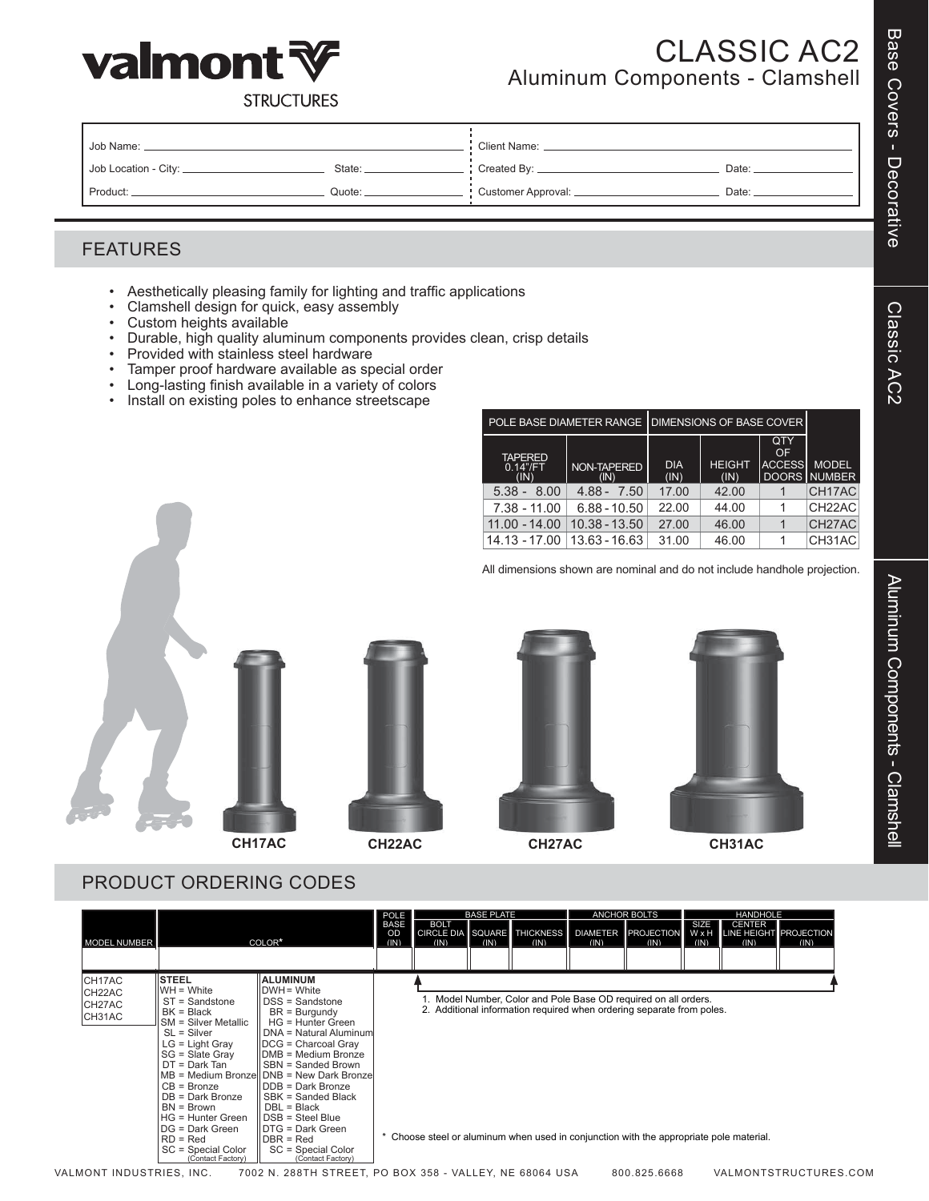# valmont STRUCTURES

# CLASSIC AC2
## Aluminum Components - Clamshell

| Job Name: | | Client Name: | |
|---|---|---|---|
| Job Location - City: | State: | Created By: | Date: |
| Product: | Quote: | Customer Approval: | Date: |

## FEATURES

- Aesthetically pleasing family for lighting and traffic applications
- Clamshell design for quick, easy assembly
- Custom heights available
- Durable, high quality aluminum components provides clean, crisp details
- Provided with stainless steel hardware
- Tamper proof hardware available as special order
- Long-lasting finish available in a variety of colors
- Install on existing poles to enhance streetscape

| POLE BASE DIAMETER RANGE | | DIMENSIONS OF BASE COVER | | | |
|---|---|---|---|---|---|
| TAPERED 0.14"/FT (IN) | NON-TAPERED (IN) | DIA (IN) | HEIGHT (IN) | QTY OF ACCESS DOORS | MODEL NUMBER |
| 5.38 - 8.00 | 4.88 - 7.50 | 17.00 | 42.00 | 1 | CH17AC |
| 7.38 - 11.00 | 6.88 - 10.50 | 22.00 | 44.00 | 1 | CH22AC |
| 11.00 - 14.00 | 10.38 - 13.50 | 27.00 | 46.00 | 1 | CH27AC |
| 14.13 - 17.00 | 13.63 - 16.63 | 31.00 | 46.00 | 1 | CH31AC |

All dimensions shown are nominal and do not include handhole projection.

CH17AC CH22AC CH27AC CH31AC

## PRODUCT ORDERING CODES

| MODEL NUMBER | COLOR* | POLE BASE OD (IN) | BASE PLATE BOLT CIRCLE DIA (IN) | BASE PLATE SQUARE (IN) | BASE PLATE THICKNESS (IN) | ANCHOR BOLTS DIAMETER (IN) | ANCHOR BOLTS PROJECTION (IN) | HANDHOLE SIZE W x H (IN) | HANDHOLE CENTER LINE HEIGHT (IN) | HANDHOLE PROJECTION (IN) |
|---|---|---|---|---|---|---|---|---|---|---|
| | | | | | | | | | | |

**Model Numbers:** CH17AC, CH22AC, CH27AC, CH31AC

| STEEL | ALUMINUM |
|---|---|
| WH = White | DWH = White |
| ST = Sandstone | DSS = Sandstone |
| BK = Black | BR = Burgundy |
| SM = Silver Metallic | HG = Hunter Green |
| SL = Silver | DNA = Natural Aluminum |
| LG = Light Gray | DCG = Charcoal Gray |
| SG = Slate Gray | DMB = Medium Bronze |
| DT = Dark Tan | SBN = Sanded Brown |
| MB = Medium Bronze | DNB = New Dark Bronze |
| CB = Bronze | DDB = Dark Bronze |
| DB = Dark Bronze | SBK = Sanded Black |
| BN = Brown | DBL = Black |
| HG = Hunter Green | DSB = Steel Blue |
| DG = Dark Green | DTG = Dark Green |
| RD = Red | DBR = Red |
| SC = Special Color (Contact Factory) | SC = Special Color (Contact Factory) |

1. Model Number, Color and Pole Base OD required on all orders.
2. Additional information required when ordering separate from poles.

\* Choose steel or aluminum when used in conjunction with the appropriate pole material.

VALMONT INDUSTRIES, INC. 7002 N. 288TH STREET, PO BOX 358 - VALLEY, NE 68064 USA 800.825.6668 VALMONTSTRUCTURES.COM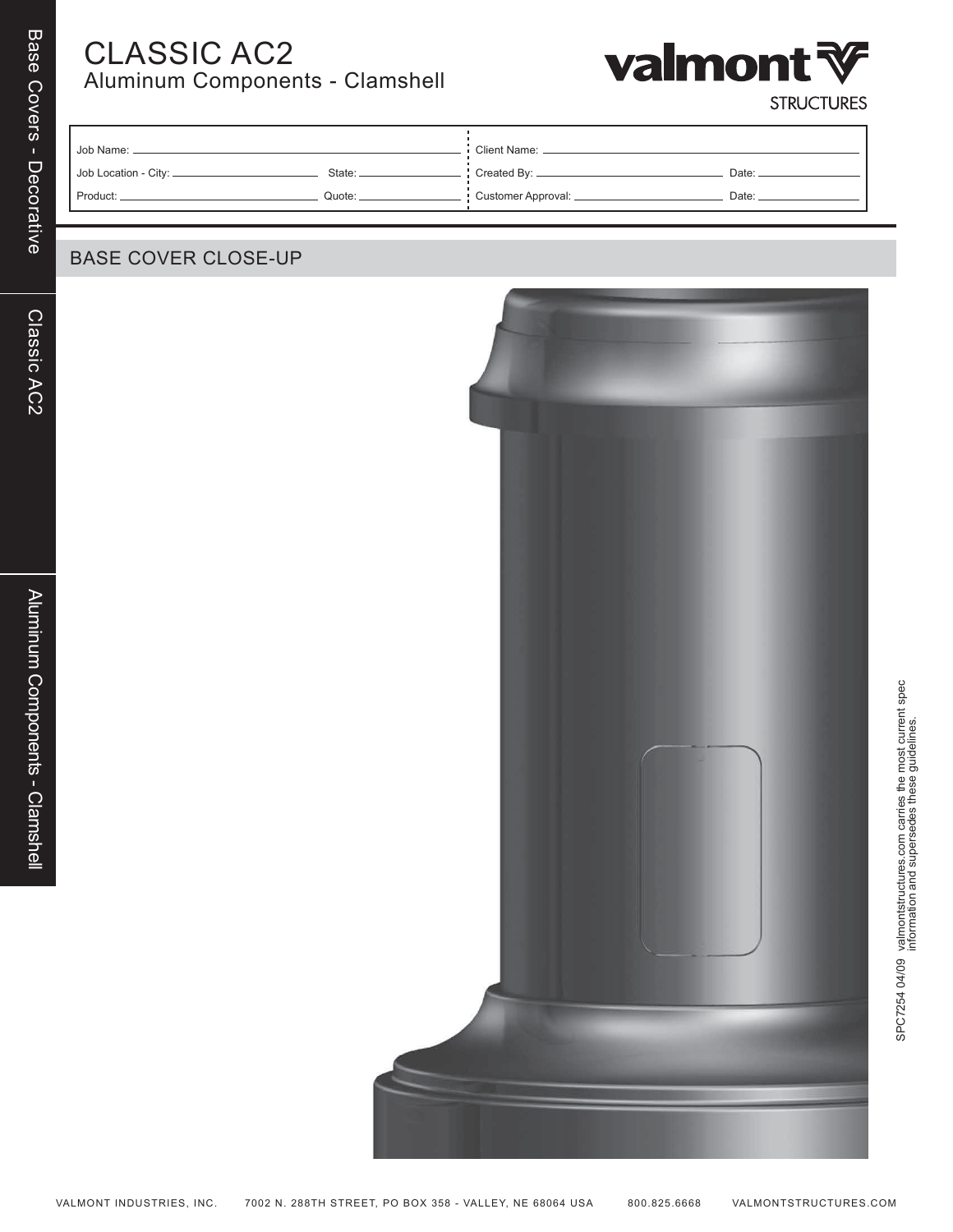# CLASSIC AC2

## Aluminum Components - Clamshell

| | | | |
|---|---|---|---|
| Job Name: | | Client Name: | |
| Job Location - City: | State: | Created By: | Date: |
| Product: | Quote: | Customer Approval: | Date: |

## BASE COVER CLOSE-UP

SPC7254 04/09 valmontstructures.com carries the most current spec information and supersedes these guidelines.